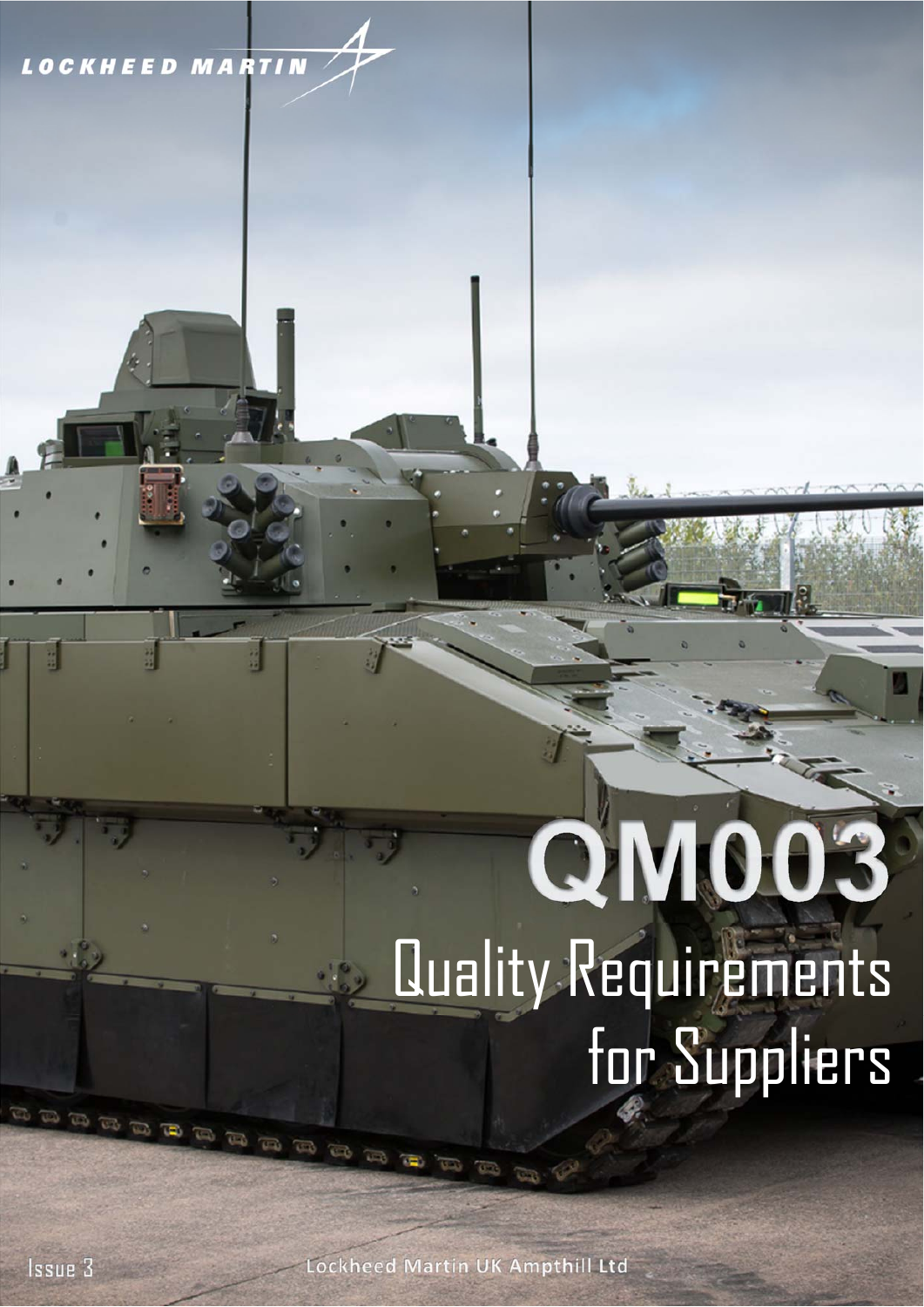LOCKHEED MARTIN

# QM003

## Quality Requirements for Suppliers

Issue 3

Lockheed Martin UK Ampthill Ltd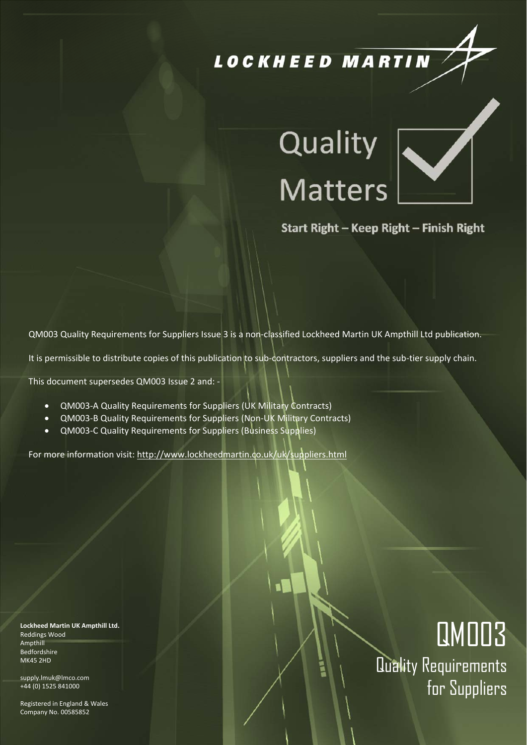LOCKHEED MARTIN

# Quality Matters

Start Right – Keep Right – Finish Right

QM003 Quality Requirements for Suppliers Issue 3 is a non-classified Lockheed Martin UK Ampthill Ltd publication.

It is permissible to distribute copies of this publication to sub-contractors, suppliers and the sub-tier supply chain.

This document supersedes QM003 Issue 2 and: -

- QM003-A Quality Requirements for Suppliers (UK Military Contracts)
- QM003-B Quality Requirements for Suppliers (Non-UK Military Contracts)
- QM003-C Quality Requirements for Suppliers (Business Supplies)

For more information visit: http://www.lockheedmartin.co.uk/uk/suppliers.html

**Lockheed Martin UK Ampthill Ltd.**
Reddings Wood
Ampthill
Bedfordshire
MK45 2HD

supply.lmuk@lmco.com
+44 (0) 1525 841000

Registered in England & Wales
Company No. 00585852

# QM003

## Quality Requirements for Suppliers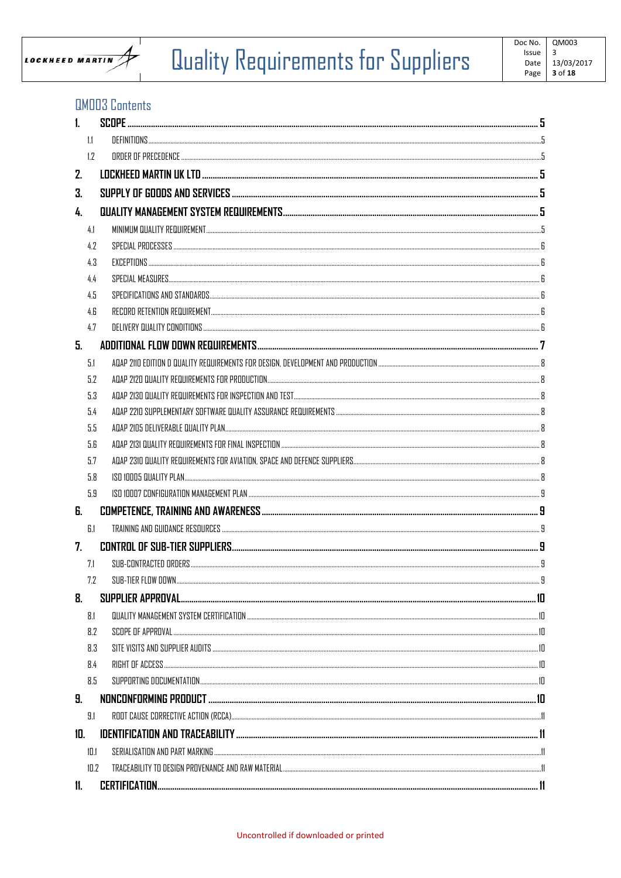## QM003 Contents

1. **SCOPE** ..... 5
   - 1.1 DEFINITIONS ..... 5
   - 1.2 ORDER OF PRECEDENCE ..... 5
2. **LOCKHEED MARTIN UK LTD** ..... 5
3. **SUPPLY OF GOODS AND SERVICES** ..... 5
4. **QUALITY MANAGEMENT SYSTEM REQUIREMENTS** ..... 5
   - 4.1 MINIMUM QUALITY REQUIREMENT ..... 5
   - 4.2 SPECIAL PROCESSES ..... 6
   - 4.3 EXCEPTIONS ..... 6
   - 4.4 SPECIAL MEASURES ..... 6
   - 4.5 SPECIFICATIONS AND STANDARDS ..... 6
   - 4.6 RECORD RETENTION REQUIREMENT ..... 6
   - 4.7 DELIVERY QUALITY CONDITIONS ..... 6
5. **ADDITIONAL FLOW DOWN REQUIREMENTS** ..... 7
   - 5.1 AQAP 2110 EDITION D QUALITY REQUIREMENTS FOR DESIGN, DEVELOPMENT AND PRODUCTION ..... 8
   - 5.2 AQAP 2120 QUALITY REQUIREMENTS FOR PRODUCTION ..... 8
   - 5.3 AQAP 2130 QUALITY REQUIREMENTS FOR INSPECTION AND TEST ..... 8
   - 5.4 AQAP 2210 SUPPLEMENTARY SOFTWARE QUALITY ASSURANCE REQUIREMENTS ..... 8
   - 5.5 AQAP 2105 DELIVERABLE QUALITY PLAN ..... 8
   - 5.6 AQAP 2131 QUALITY REQUIREMENTS FOR FINAL INSPECTION ..... 8
   - 5.7 AQAP 2310 QUALITY REQUIREMENTS FOR AVIATION, SPACE AND DEFENCE SUPPLIERS ..... 8
   - 5.8 ISO 10005 QUALITY PLAN ..... 8
   - 5.9 ISO 10007 CONFIGURATION MANAGEMENT PLAN ..... 9
6. **COMPETENCE, TRAINING AND AWARENESS** ..... 9
   - 6.1 TRAINING AND GUIDANCE RESOURCES ..... 9
7. **CONTROL OF SUB-TIER SUPPLIERS** ..... 9
   - 7.1 SUB-CONTRACTED ORDERS ..... 9
   - 7.2 SUB-TIER FLOW DOWN ..... 9
8. **SUPPLIER APPROVAL** ..... 10
   - 8.1 QUALITY MANAGEMENT SYSTEM CERTIFICATION ..... 10
   - 8.2 SCOPE OF APPROVAL ..... 10
   - 8.3 SITE VISITS AND SUPPLIER AUDITS ..... 10
   - 8.4 RIGHT OF ACCESS ..... 10
   - 8.5 SUPPORTING DOCUMENTATION ..... 10
9. **NONCONFORMING PRODUCT** ..... 10
   - 9.1 ROOT CAUSE CORRECTIVE ACTION (RCCA) ..... 11
10. **IDENTIFICATION AND TRACEABILITY** ..... 11
    - 10.1 SERIALISATION AND PART MARKING ..... 11
    - 10.2 TRACEABILITY TO DESIGN PROVENANCE AND RAW MATERIAL ..... 11
11. **CERTIFICATION** ..... 11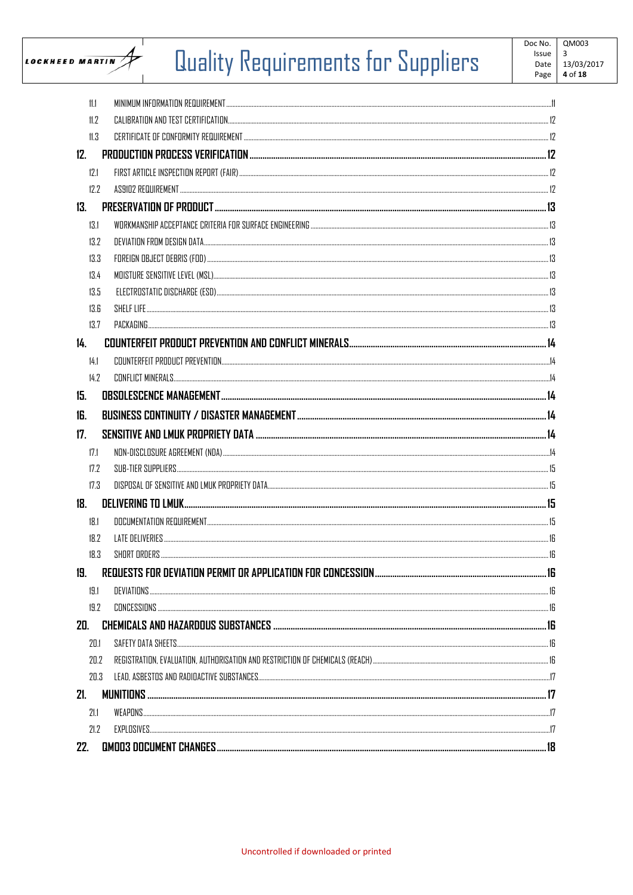| | | |
|---|---|---|
| 11.1 | MINIMUM INFORMATION REQUIREMENT | 11 |
| 11.2 | CALIBRATION AND TEST CERTIFICATION | 12 |
| 11.3 | CERTIFICATE OF CONFORMITY REQUIREMENT | 12 |
| **12.** | **PRODUCTION PROCESS VERIFICATION** | **12** |
| 12.1 | FIRST ARTICLE INSPECTION REPORT (FAIR) | 12 |
| 12.2 | AS9102 REQUIREMENT | 12 |
| **13.** | **PRESERVATION OF PRODUCT** | **13** |
| 13.1 | WORKMANSHIP ACCEPTANCE CRITERIA FOR SURFACE ENGINEERING | 13 |
| 13.2 | DEVIATION FROM DESIGN DATA | 13 |
| 13.3 | FOREIGN OBJECT DEBRIS (FOD) | 13 |
| 13.4 | MOISTURE SENSITIVE LEVEL (MSL) | 13 |
| 13.5 | ELECTROSTATIC DISCHARGE (ESD) | 13 |
| 13.6 | SHELF LIFE | 13 |
| 13.7 | PACKAGING | 13 |
| **14.** | **COUNTERFEIT PRODUCT PREVENTION AND CONFLICT MINERALS** | **14** |
| 14.1 | COUNTERFEIT PRODUCT PREVENTION | 14 |
| 14.2 | CONFLICT MINERALS | 14 |
| **15.** | **OBSOLESCENCE MANAGEMENT** | **14** |
| **16.** | **BUSINESS CONTINUITY / DISASTER MANAGEMENT** | **14** |
| **17.** | **SENSITIVE AND LMUK PROPRIETY DATA** | **14** |
| 17.1 | NON-DISCLOSURE AGREEMENT (NDA) | 14 |
| 17.2 | SUB-TIER SUPPLIERS | 15 |
| 17.3 | DISPOSAL OF SENSITIVE AND LMUK PROPRIETY DATA | 15 |
| **18.** | **DELIVERING TO LMUK** | **15** |
| 18.1 | DOCUMENTATION REQUIREMENT | 15 |
| 18.2 | LATE DELIVERIES | 16 |
| 18.3 | SHORT ORDERS | 16 |
| **19.** | **REQUESTS FOR DEVIATION PERMIT OR APPLICATION FOR CONCESSION** | **16** |
| 19.1 | DEVIATIONS | 16 |
| 19.2 | CONCESSIONS | 16 |
| **20.** | **CHEMICALS AND HAZARDOUS SUBSTANCES** | **16** |
| 20.1 | SAFETY DATA SHEETS | 16 |
| 20.2 | REGISTRATION, EVALUATION, AUTHORISATION AND RESTRICTION OF CHEMICALS (REACH) | 16 |
| 20.3 | LEAD, ASBESTOS AND RADIOACTIVE SUBSTANCES | 17 |
| **21.** | **MUNITIONS** | **17** |
| 21.1 | WEAPONS | 17 |
| 21.2 | EXPLOSIVES | 17 |
| **22.** | **QM003 DOCUMENT CHANGES** | **18** |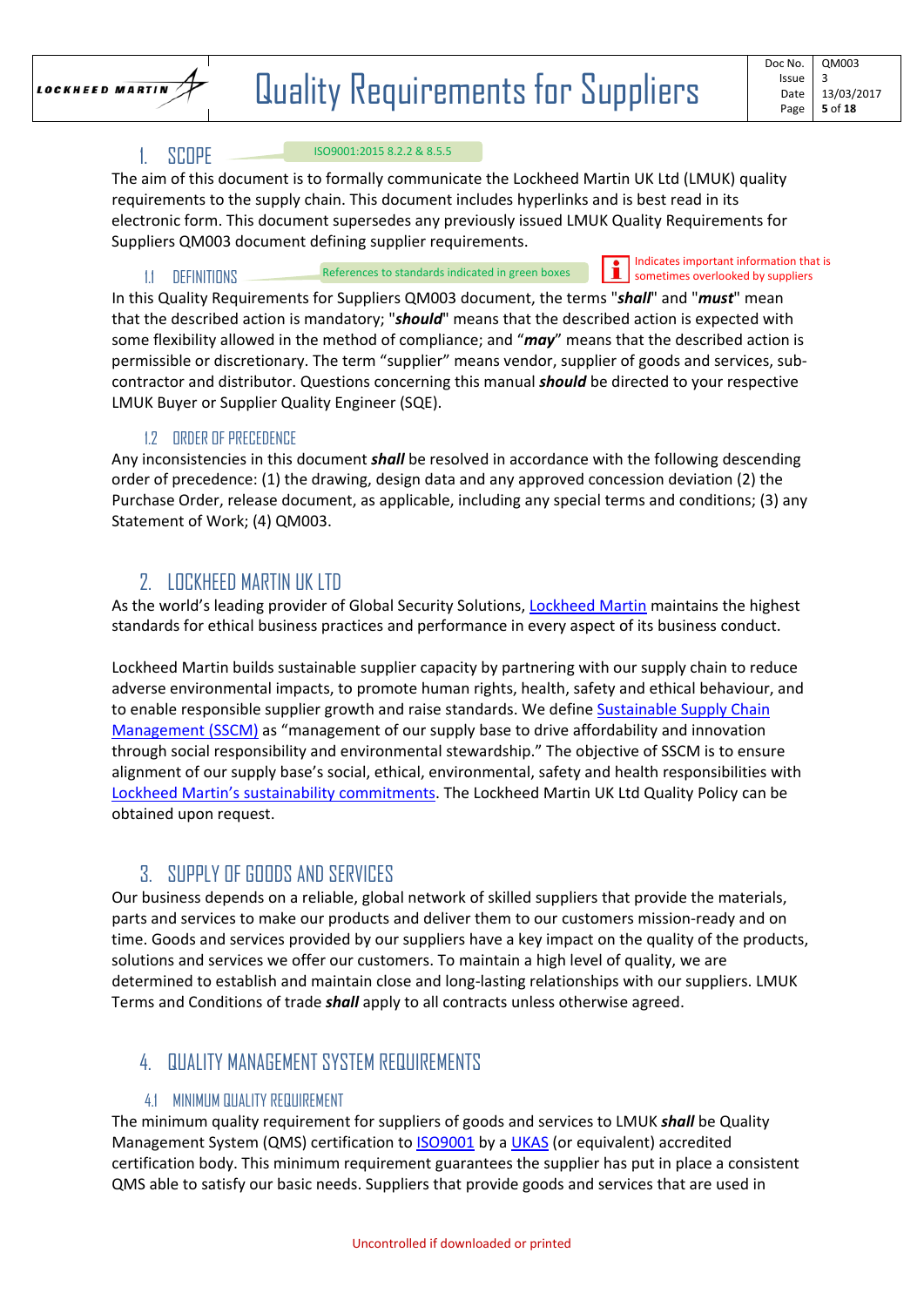## 1. SCOPE

ISO9001:2015 8.2.2 & 8.5.5

The aim of this document is to formally communicate the Lockheed Martin UK Ltd (LMUK) quality requirements to the supply chain. This document includes hyperlinks and is best read in its electronic form. This document supersedes any previously issued LMUK Quality Requirements for Suppliers QM003 document defining supplier requirements.

### 1.1 DEFINITIONS

References to standards indicated in green boxes

Indicates important information that is sometimes overlooked by suppliers

In this Quality Requirements for Suppliers QM003 document, the terms "***shall***" and "***must***" mean that the described action is mandatory; "***should***" means that the described action is expected with some flexibility allowed in the method of compliance; and "***may***" means that the described action is permissible or discretionary. The term "supplier" means vendor, supplier of goods and services, sub-contractor and distributor. Questions concerning this manual ***should*** be directed to your respective LMUK Buyer or Supplier Quality Engineer (SQE).

### 1.2 ORDER OF PRECEDENCE

Any inconsistencies in this document ***shall*** be resolved in accordance with the following descending order of precedence: (1) the drawing, design data and any approved concession deviation (2) the Purchase Order, release document, as applicable, including any special terms and conditions; (3) any Statement of Work; (4) QM003.

## 2. LOCKHEED MARTIN UK LTD

As the world's leading provider of Global Security Solutions, Lockheed Martin maintains the highest standards for ethical business practices and performance in every aspect of its business conduct.

Lockheed Martin builds sustainable supplier capacity by partnering with our supply chain to reduce adverse environmental impacts, to promote human rights, health, safety and ethical behaviour, and to enable responsible supplier growth and raise standards. We define Sustainable Supply Chain Management (SSCM) as "management of our supply base to drive affordability and innovation through social responsibility and environmental stewardship." The objective of SSCM is to ensure alignment of our supply base's social, ethical, environmental, safety and health responsibilities with Lockheed Martin's sustainability commitments. The Lockheed Martin UK Ltd Quality Policy can be obtained upon request.

## 3. SUPPLY OF GOODS AND SERVICES

Our business depends on a reliable, global network of skilled suppliers that provide the materials, parts and services to make our products and deliver them to our customers mission-ready and on time. Goods and services provided by our suppliers have a key impact on the quality of the products, solutions and services we offer our customers. To maintain a high level of quality, we are determined to establish and maintain close and long-lasting relationships with our suppliers. LMUK Terms and Conditions of trade ***shall*** apply to all contracts unless otherwise agreed.

## 4. QUALITY MANAGEMENT SYSTEM REQUIREMENTS

### 4.1 MINIMUM QUALITY REQUIREMENT

The minimum quality requirement for suppliers of goods and services to LMUK ***shall*** be Quality Management System (QMS) certification to ISO9001 by a UKAS (or equivalent) accredited certification body. This minimum requirement guarantees the supplier has put in place a consistent QMS able to satisfy our basic needs. Suppliers that provide goods and services that are used in

Uncontrolled if downloaded or printed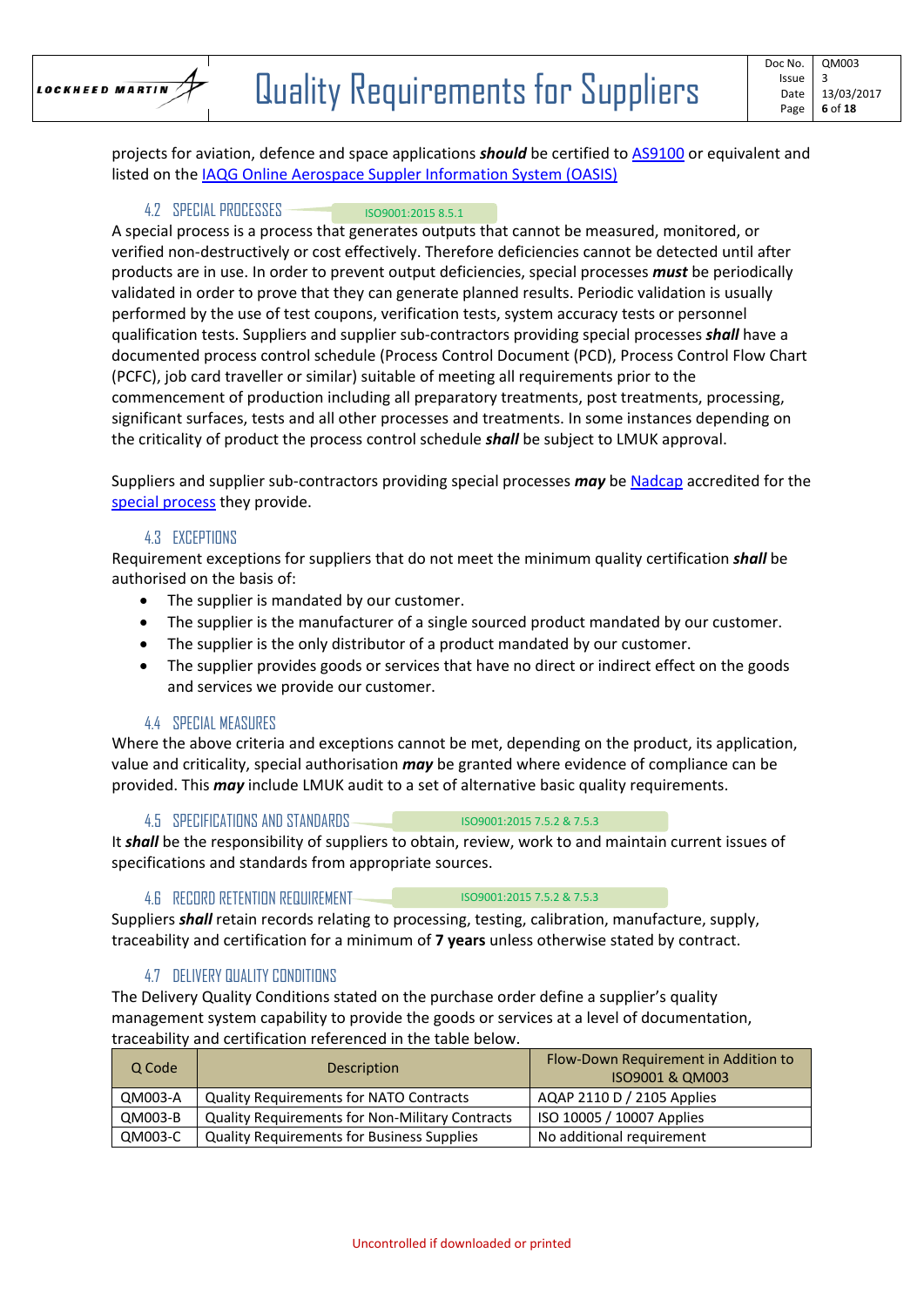projects for aviation, defence and space applications ***should*** be certified to AS9100 or equivalent and listed on the IAQG Online Aerospace Suppler Information System (OASIS)

### 4.2 SPECIAL PROCESSES

ISO9001:2015 8.5.1

A special process is a process that generates outputs that cannot be measured, monitored, or verified non-destructively or cost effectively. Therefore deficiencies cannot be detected until after products are in use. In order to prevent output deficiencies, special processes ***must*** be periodically validated in order to prove that they can generate planned results. Periodic validation is usually performed by the use of test coupons, verification tests, system accuracy tests or personnel qualification tests. Suppliers and supplier sub-contractors providing special processes ***shall*** have a documented process control schedule (Process Control Document (PCD), Process Control Flow Chart (PCFC), job card traveller or similar) suitable of meeting all requirements prior to the commencement of production including all preparatory treatments, post treatments, processing, significant surfaces, tests and all other processes and treatments. In some instances depending on the criticality of product the process control schedule ***shall*** be subject to LMUK approval.

Suppliers and supplier sub-contractors providing special processes ***may*** be Nadcap accredited for the special process they provide.

### 4.3 EXCEPTIONS

Requirement exceptions for suppliers that do not meet the minimum quality certification ***shall*** be authorised on the basis of:

- The supplier is mandated by our customer.
- The supplier is the manufacturer of a single sourced product mandated by our customer.
- The supplier is the only distributor of a product mandated by our customer.
- The supplier provides goods or services that have no direct or indirect effect on the goods and services we provide our customer.

### 4.4 SPECIAL MEASURES

Where the above criteria and exceptions cannot be met, depending on the product, its application, value and criticality, special authorisation ***may*** be granted where evidence of compliance can be provided. This ***may*** include LMUK audit to a set of alternative basic quality requirements.

### 4.5 SPECIFICATIONS AND STANDARDS

ISO9001:2015 7.5.2 & 7.5.3

It ***shall*** be the responsibility of suppliers to obtain, review, work to and maintain current issues of specifications and standards from appropriate sources.

### 4.6 RECORD RETENTION REQUIREMENT

ISO9001:2015 7.5.2 & 7.5.3

Suppliers ***shall*** retain records relating to processing, testing, calibration, manufacture, supply, traceability and certification for a minimum of **7 years** unless otherwise stated by contract.

### 4.7 DELIVERY QUALITY CONDITIONS

The Delivery Quality Conditions stated on the purchase order define a supplier's quality management system capability to provide the goods or services at a level of documentation, traceability and certification referenced in the table below.

| Q Code | Description | Flow-Down Requirement in Addition to ISO9001 & QM003 |
|---|---|---|
| QM003-A | Quality Requirements for NATO Contracts | AQAP 2110 D / 2105 Applies |
| QM003-B | Quality Requirements for Non-Military Contracts | ISO 10005 / 10007 Applies |
| QM003-C | Quality Requirements for Business Supplies | No additional requirement |

Uncontrolled if downloaded or printed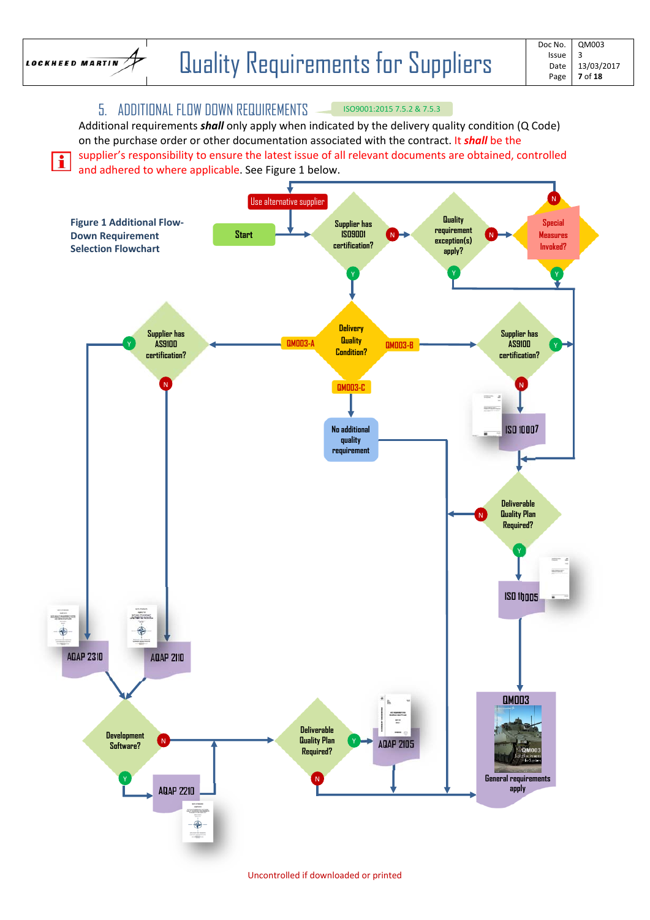## 5. ADDITIONAL FLOW DOWN REQUIREMENTS

ISO9001:2015 7.5.2 & 7.5.3

Additional requirements ***shall*** only apply when indicated by the delivery quality condition (Q Code) on the purchase order or other documentation associated with the contract. It ***shall*** be the supplier's responsibility to ensure the latest issue of all relevant documents are obtained, controlled and adhered to where applicable. See Figure 1 below.

**Figure 1 Additional Flow-Down Requirement Selection Flowchart**

Start

Use alternative supplier

Supplier has ISO9001 certification?

Quality requirement exception(s) apply?

Special Measures Invoked?

Delivery Quality Condition?

QM003-A

QM003-B

QM003-C

Supplier has AS9100 certification?

No additional quality requirement

ISO 10007

Deliverable Quality Plan Required?

ISO 10005

AQAP 2310

AQAP 2110

Development Software?

AQAP 2210

AQAP 2105

QM003

General requirements apply

Uncontrolled if downloaded or printed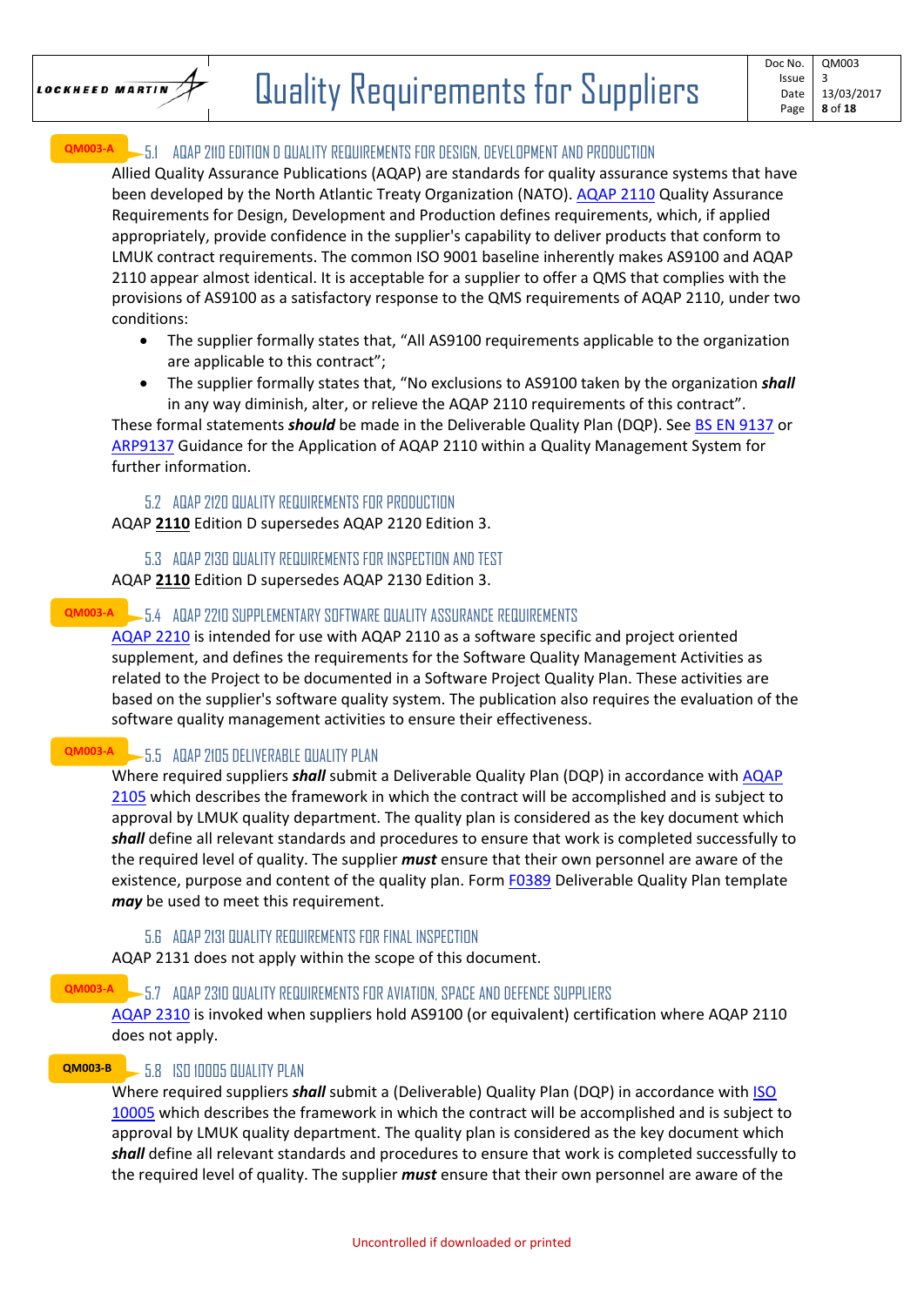QM003-A

### 5.1 AQAP 2110 EDITION D QUALITY REQUIREMENTS FOR DESIGN, DEVELOPMENT AND PRODUCTION

Allied Quality Assurance Publications (AQAP) are standards for quality assurance systems that have been developed by the North Atlantic Treaty Organization (NATO). AQAP 2110 Quality Assurance Requirements for Design, Development and Production defines requirements, which, if applied appropriately, provide confidence in the supplier's capability to deliver products that conform to LMUK contract requirements. The common ISO 9001 baseline inherently makes AS9100 and AQAP 2110 appear almost identical. It is acceptable for a supplier to offer a QMS that complies with the provisions of AS9100 as a satisfactory response to the QMS requirements of AQAP 2110, under two conditions:

- The supplier formally states that, "All AS9100 requirements applicable to the organization are applicable to this contract";
- The supplier formally states that, "No exclusions to AS9100 taken by the organization ***shall*** in any way diminish, alter, or relieve the AQAP 2110 requirements of this contract".

These formal statements ***should*** be made in the Deliverable Quality Plan (DQP). See BS EN 9137 or ARP9137 Guidance for the Application of AQAP 2110 within a Quality Management System for further information.

### 5.2 AQAP 2120 QUALITY REQUIREMENTS FOR PRODUCTION

AQAP **2110** Edition D supersedes AQAP 2120 Edition 3.

### 5.3 AQAP 2130 QUALITY REQUIREMENTS FOR INSPECTION AND TEST

AQAP **2110** Edition D supersedes AQAP 2130 Edition 3.

QM003-A

### 5.4 AQAP 2210 SUPPLEMENTARY SOFTWARE QUALITY ASSURANCE REQUIREMENTS

AQAP 2210 is intended for use with AQAP 2110 as a software specific and project oriented supplement, and defines the requirements for the Software Quality Management Activities as related to the Project to be documented in a Software Project Quality Plan. These activities are based on the supplier's software quality system. The publication also requires the evaluation of the software quality management activities to ensure their effectiveness.

QM003-A

### 5.5 AQAP 2105 DELIVERABLE QUALITY PLAN

Where required suppliers ***shall*** submit a Deliverable Quality Plan (DQP) in accordance with AQAP 2105 which describes the framework in which the contract will be accomplished and is subject to approval by LMUK quality department. The quality plan is considered as the key document which ***shall*** define all relevant standards and procedures to ensure that work is completed successfully to the required level of quality. The supplier ***must*** ensure that their own personnel are aware of the existence, purpose and content of the quality plan. Form F0389 Deliverable Quality Plan template ***may*** be used to meet this requirement.

### 5.6 AQAP 2131 QUALITY REQUIREMENTS FOR FINAL INSPECTION

AQAP 2131 does not apply within the scope of this document.

QM003-A

### 5.7 AQAP 2310 QUALITY REQUIREMENTS FOR AVIATION, SPACE AND DEFENCE SUPPLIERS

AQAP 2310 is invoked when suppliers hold AS9100 (or equivalent) certification where AQAP 2110 does not apply.

QM003-B

### 5.8 ISO 10005 QUALITY PLAN

Where required suppliers ***shall*** submit a (Deliverable) Quality Plan (DQP) in accordance with ISO 10005 which describes the framework in which the contract will be accomplished and is subject to approval by LMUK quality department. The quality plan is considered as the key document which ***shall*** define all relevant standards and procedures to ensure that work is completed successfully to the required level of quality. The supplier ***must*** ensure that their own personnel are aware of the

Uncontrolled if downloaded or printed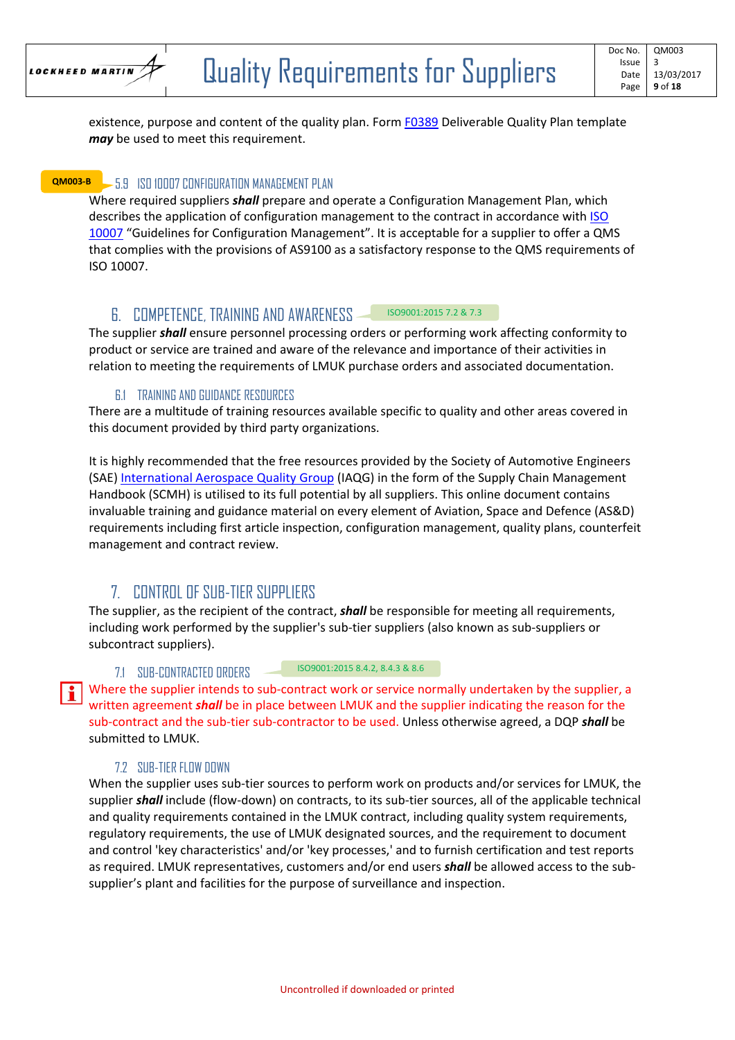existence, purpose and content of the quality plan. Form F0389 Deliverable Quality Plan template ***may*** be used to meet this requirement.

QM003-B

### 5.9 ISO 10007 CONFIGURATION MANAGEMENT PLAN

Where required suppliers ***shall*** prepare and operate a Configuration Management Plan, which describes the application of configuration management to the contract in accordance with ISO 10007 "Guidelines for Configuration Management". It is acceptable for a supplier to offer a QMS that complies with the provisions of AS9100 as a satisfactory response to the QMS requirements of ISO 10007.

## 6. COMPETENCE, TRAINING AND AWARENESS

ISO9001:2015 7.2 & 7.3

The supplier ***shall*** ensure personnel processing orders or performing work affecting conformity to product or service are trained and aware of the relevance and importance of their activities in relation to meeting the requirements of LMUK purchase orders and associated documentation.

### 6.1 TRAINING AND GUIDANCE RESOURCES

There are a multitude of training resources available specific to quality and other areas covered in this document provided by third party organizations.

It is highly recommended that the free resources provided by the Society of Automotive Engineers (SAE) International Aerospace Quality Group (IAQG) in the form of the Supply Chain Management Handbook (SCMH) is utilised to its full potential by all suppliers. This online document contains invaluable training and guidance material on every element of Aviation, Space and Defence (AS&D) requirements including first article inspection, configuration management, quality plans, counterfeit management and contract review.

## 7. CONTROL OF SUB-TIER SUPPLIERS

The supplier, as the recipient of the contract, ***shall*** be responsible for meeting all requirements, including work performed by the supplier's sub-tier suppliers (also known as sub-suppliers or subcontract suppliers).

### 7.1 SUB-CONTRACTED ORDERS

ISO9001:2015 8.4.2, 8.4.3 & 8.6

Where the supplier intends to sub-contract work or service normally undertaken by the supplier, a written agreement ***shall*** be in place between LMUK and the supplier indicating the reason for the sub-contract and the sub-tier sub-contractor to be used. Unless otherwise agreed, a DQP ***shall*** be submitted to LMUK.

### 7.2 SUB-TIER FLOW DOWN

When the supplier uses sub-tier sources to perform work on products and/or services for LMUK, the supplier ***shall*** include (flow-down) on contracts, to its sub-tier sources, all of the applicable technical and quality requirements contained in the LMUK contract, including quality system requirements, regulatory requirements, the use of LMUK designated sources, and the requirement to document and control 'key characteristics' and/or 'key processes,' and to furnish certification and test reports as required. LMUK representatives, customers and/or end users ***shall*** be allowed access to the sub-supplier's plant and facilities for the purpose of surveillance and inspection.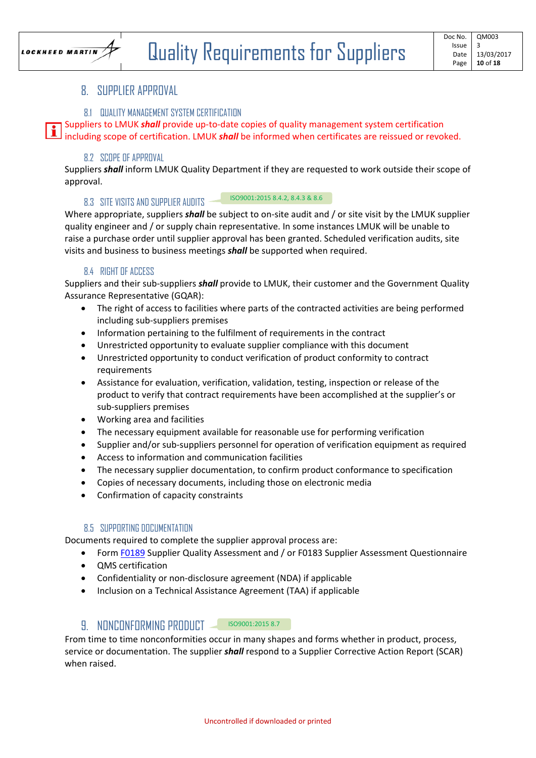# 8. SUPPLIER APPROVAL

## 8.1 QUALITY MANAGEMENT SYSTEM CERTIFICATION

Suppliers to LMUK ***shall*** provide up-to-date copies of quality management system certification including scope of certification. LMUK ***shall*** be informed when certificates are reissued or revoked.

## 8.2 SCOPE OF APPROVAL

Suppliers ***shall*** inform LMUK Quality Department if they are requested to work outside their scope of approval.

## 8.3 SITE VISITS AND SUPPLIER AUDITS

ISO9001:2015 8.4.2, 8.4.3 & 8.6

Where appropriate, suppliers ***shall*** be subject to on-site audit and / or site visit by the LMUK supplier quality engineer and / or supply chain representative. In some instances LMUK will be unable to raise a purchase order until supplier approval has been granted. Scheduled verification audits, site visits and business to business meetings ***shall*** be supported when required.

## 8.4 RIGHT OF ACCESS

Suppliers and their sub-suppliers ***shall*** provide to LMUK, their customer and the Government Quality Assurance Representative (GQAR):

- The right of access to facilities where parts of the contracted activities are being performed including sub-suppliers premises
- Information pertaining to the fulfilment of requirements in the contract
- Unrestricted opportunity to evaluate supplier compliance with this document
- Unrestricted opportunity to conduct verification of product conformity to contract requirements
- Assistance for evaluation, verification, validation, testing, inspection or release of the product to verify that contract requirements have been accomplished at the supplier's or sub-suppliers premises
- Working area and facilities
- The necessary equipment available for reasonable use for performing verification
- Supplier and/or sub-suppliers personnel for operation of verification equipment as required
- Access to information and communication facilities
- The necessary supplier documentation, to confirm product conformance to specification
- Copies of necessary documents, including those on electronic media
- Confirmation of capacity constraints

## 8.5 SUPPORTING DOCUMENTATION

Documents required to complete the supplier approval process are:

- Form F0189 Supplier Quality Assessment and / or F0183 Supplier Assessment Questionnaire
- QMS certification
- Confidentiality or non-disclosure agreement (NDA) if applicable
- Inclusion on a Technical Assistance Agreement (TAA) if applicable

# 9. NONCONFORMING PRODUCT

ISO9001:2015 8.7

From time to time nonconformities occur in many shapes and forms whether in product, process, service or documentation. The supplier ***shall*** respond to a Supplier Corrective Action Report (SCAR) when raised.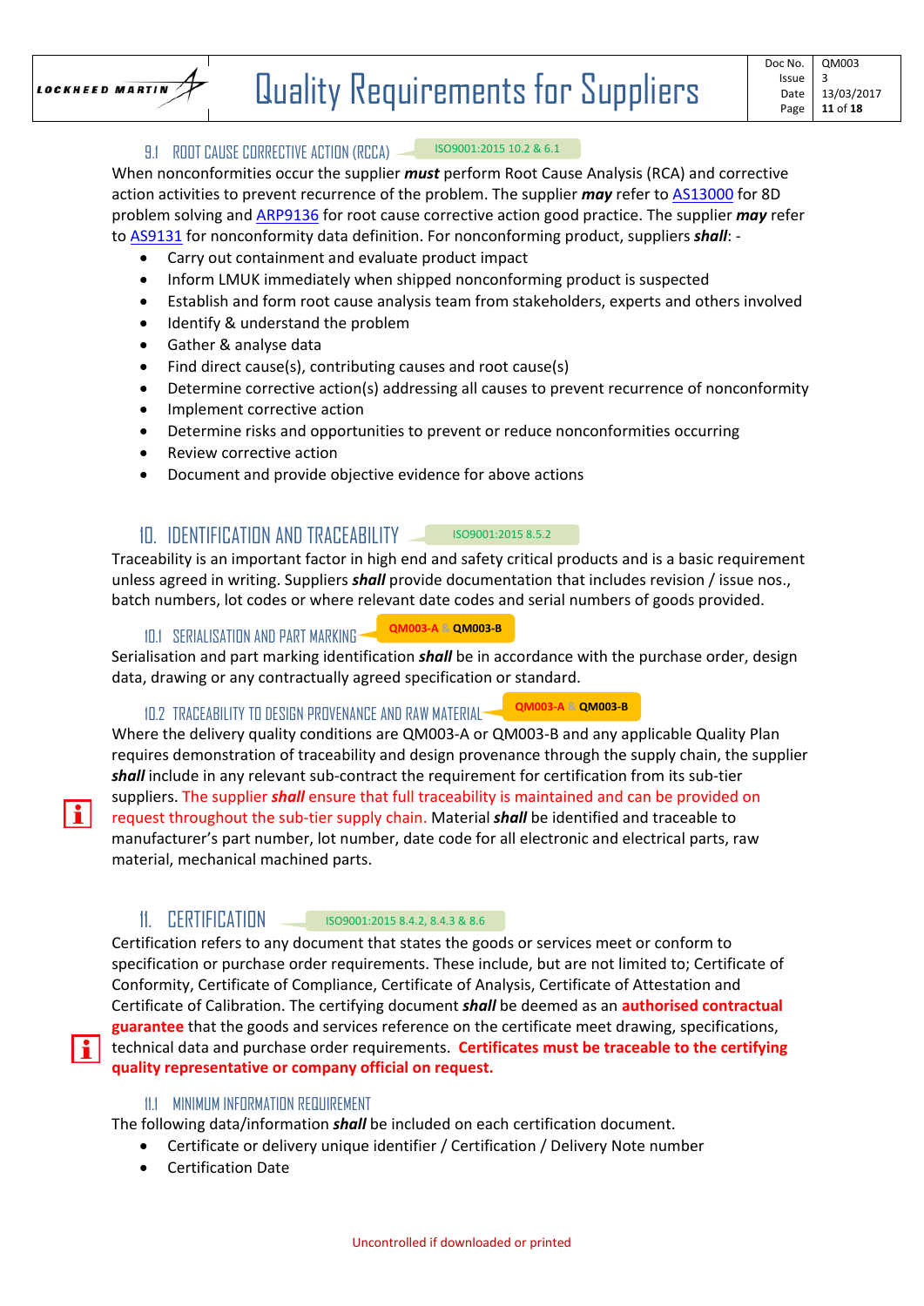### 9.1 ROOT CAUSE CORRECTIVE ACTION (RCCA) ISO9001:2015 10.2 & 6.1

When nonconformities occur the supplier ***must*** perform Root Cause Analysis (RCA) and corrective action activities to prevent recurrence of the problem. The supplier ***may*** refer to AS13000 for 8D problem solving and ARP9136 for root cause corrective action good practice. The supplier ***may*** refer to AS9131 for nonconformity data definition. For nonconforming product, suppliers ***shall***: -

- Carry out containment and evaluate product impact
- Inform LMUK immediately when shipped nonconforming product is suspected
- Establish and form root cause analysis team from stakeholders, experts and others involved
- Identify & understand the problem
- Gather & analyse data
- Find direct cause(s), contributing causes and root cause(s)
- Determine corrective action(s) addressing all causes to prevent recurrence of nonconformity
- Implement corrective action
- Determine risks and opportunities to prevent or reduce nonconformities occurring
- Review corrective action
- Document and provide objective evidence for above actions

## 10. IDENTIFICATION AND TRACEABILITY ISO9001:2015 8.5.2

Traceability is an important factor in high end and safety critical products and is a basic requirement unless agreed in writing. Suppliers ***shall*** provide documentation that includes revision / issue nos., batch numbers, lot codes or where relevant date codes and serial numbers of goods provided.

### 10.1 SERIALISATION AND PART MARKING QM003-A & QM003-B

Serialisation and part marking identification ***shall*** be in accordance with the purchase order, design data, drawing or any contractually agreed specification or standard.

### 10.2 TRACEABILITY TO DESIGN PROVENANCE AND RAW MATERIAL QM003-A & QM003-B

Where the delivery quality conditions are QM003-A or QM003-B and any applicable Quality Plan requires demonstration of traceability and design provenance through the supply chain, the supplier ***shall*** include in any relevant sub-contract the requirement for certification from its sub-tier suppliers. The supplier ***shall*** ensure that full traceability is maintained and can be provided on request throughout the sub-tier supply chain. Material ***shall*** be identified and traceable to manufacturer's part number, lot number, date code for all electronic and electrical parts, raw material, mechanical machined parts.

## 11. CERTIFICATION ISO9001:2015 8.4.2, 8.4.3 & 8.6

Certification refers to any document that states the goods or services meet or conform to specification or purchase order requirements. These include, but are not limited to; Certificate of Conformity, Certificate of Compliance, Certificate of Analysis, Certificate of Attestation and Certificate of Calibration. The certifying document ***shall*** be deemed as an **authorised contractual guarantee** that the goods and services reference on the certificate meet drawing, specifications, technical data and purchase order requirements. **Certificates must be traceable to the certifying quality representative or company official on request.**

### 11.1 MINIMUM INFORMATION REQUIREMENT

The following data/information ***shall*** be included on each certification document.

- Certificate or delivery unique identifier / Certification / Delivery Note number
- Certification Date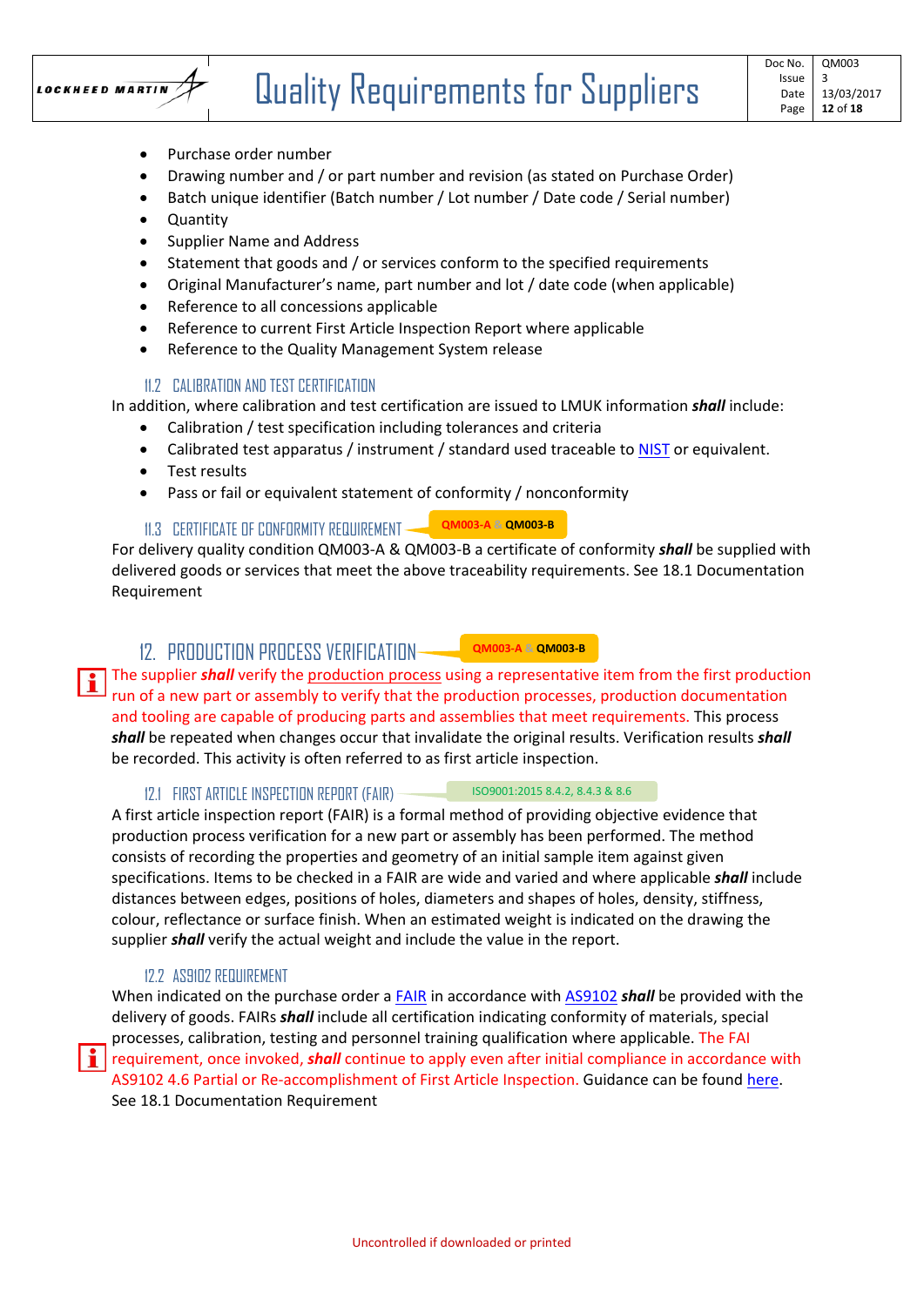- Purchase order number
- Drawing number and / or part number and revision (as stated on Purchase Order)
- Batch unique identifier (Batch number / Lot number / Date code / Serial number)
- Quantity
- Supplier Name and Address
- Statement that goods and / or services conform to the specified requirements
- Original Manufacturer's name, part number and lot / date code (when applicable)
- Reference to all concessions applicable
- Reference to current First Article Inspection Report where applicable
- Reference to the Quality Management System release

### 11.2 CALIBRATION AND TEST CERTIFICATION

In addition, where calibration and test certification are issued to LMUK information ***shall*** include:

- Calibration / test specification including tolerances and criteria
- Calibrated test apparatus / instrument / standard used traceable to NIST or equivalent.
- Test results
- Pass or fail or equivalent statement of conformity / nonconformity

### 11.3 CERTIFICATE OF CONFORMITY REQUIREMENT

QM003-A & QM003-B

For delivery quality condition QM003-A & QM003-B a certificate of conformity ***shall*** be supplied with delivered goods or services that meet the above traceability requirements. See 18.1 Documentation Requirement

## 12. PRODUCTION PROCESS VERIFICATION

QM003-A & QM003-B

The supplier ***shall*** verify the production process using a representative item from the first production run of a new part or assembly to verify that the production processes, production documentation and tooling are capable of producing parts and assemblies that meet requirements. This process ***shall*** be repeated when changes occur that invalidate the original results. Verification results ***shall*** be recorded. This activity is often referred to as first article inspection.

### 12.1 FIRST ARTICLE INSPECTION REPORT (FAIR)

ISO9001:2015 8.4.2, 8.4.3 & 8.6

A first article inspection report (FAIR) is a formal method of providing objective evidence that production process verification for a new part or assembly has been performed. The method consists of recording the properties and geometry of an initial sample item against given specifications. Items to be checked in a FAIR are wide and varied and where applicable ***shall*** include distances between edges, positions of holes, diameters and shapes of holes, density, stiffness, colour, reflectance or surface finish. When an estimated weight is indicated on the drawing the supplier ***shall*** verify the actual weight and include the value in the report.

### 12.2 AS9102 REQUIREMENT

When indicated on the purchase order a FAIR in accordance with AS9102 ***shall*** be provided with the delivery of goods. FAIRs ***shall*** include all certification indicating conformity of materials, special processes, calibration, testing and personnel training qualification where applicable. The FAI requirement, once invoked, ***shall*** continue to apply even after initial compliance in accordance with AS9102 4.6 Partial or Re-accomplishment of First Article Inspection. Guidance can be found here. See 18.1 Documentation Requirement

Uncontrolled if downloaded or printed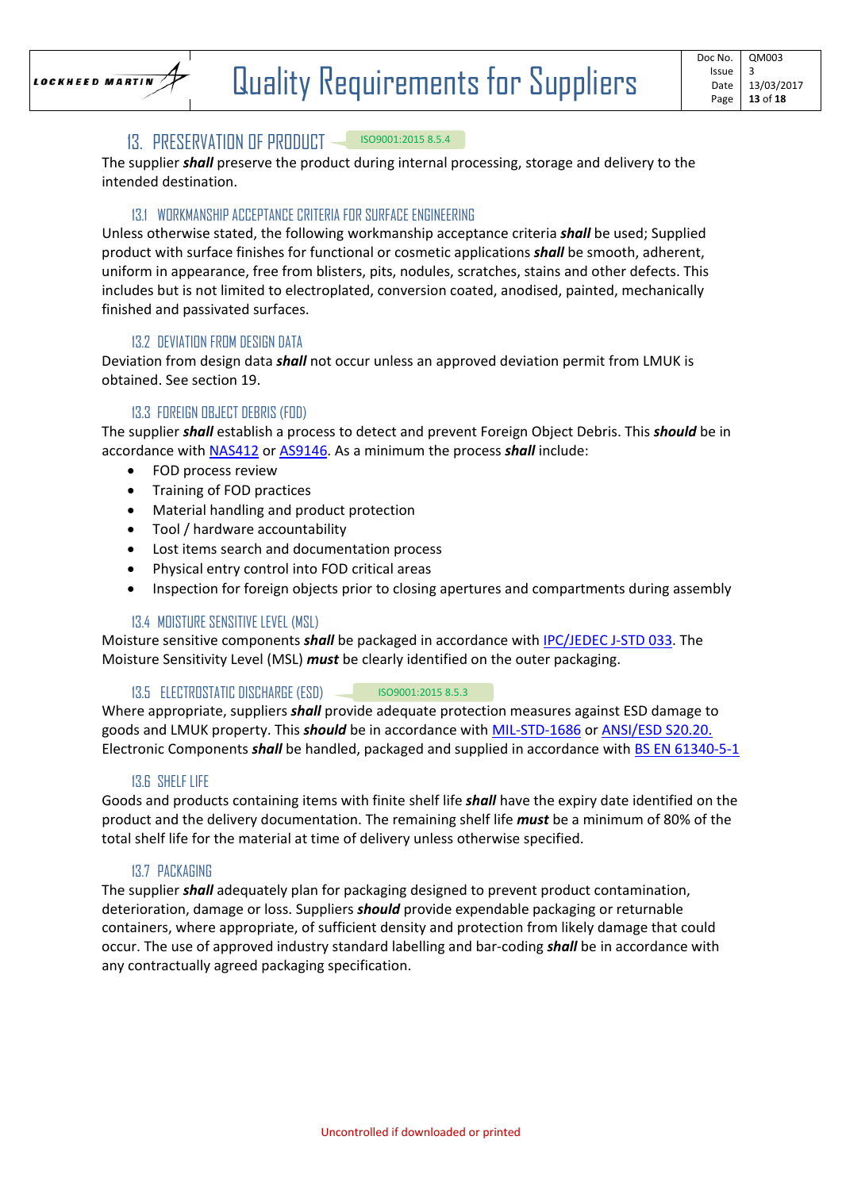## 13. PRESERVATION OF PRODUCT

ISO9001:2015 8.5.4

The supplier ***shall*** preserve the product during internal processing, storage and delivery to the intended destination.

### 13.1 WORKMANSHIP ACCEPTANCE CRITERIA FOR SURFACE ENGINEERING

Unless otherwise stated, the following workmanship acceptance criteria ***shall*** be used; Supplied product with surface finishes for functional or cosmetic applications ***shall*** be smooth, adherent, uniform in appearance, free from blisters, pits, nodules, scratches, stains and other defects. This includes but is not limited to electroplated, conversion coated, anodised, painted, mechanically finished and passivated surfaces.

### 13.2 DEVIATION FROM DESIGN DATA

Deviation from design data ***shall*** not occur unless an approved deviation permit from LMUK is obtained. See section 19.

### 13.3 FOREIGN OBJECT DEBRIS (FOD)

The supplier ***shall*** establish a process to detect and prevent Foreign Object Debris. This ***should*** be in accordance with NAS412 or AS9146. As a minimum the process ***shall*** include:

- FOD process review
- Training of FOD practices
- Material handling and product protection
- Tool / hardware accountability
- Lost items search and documentation process
- Physical entry control into FOD critical areas
- Inspection for foreign objects prior to closing apertures and compartments during assembly

### 13.4 MOISTURE SENSITIVE LEVEL (MSL)

Moisture sensitive components ***shall*** be packaged in accordance with IPC/JEDEC J-STD 033. The Moisture Sensitivity Level (MSL) ***must*** be clearly identified on the outer packaging.

### 13.5 ELECTROSTATIC DISCHARGE (ESD)

ISO9001:2015 8.5.3

Where appropriate, suppliers ***shall*** provide adequate protection measures against ESD damage to goods and LMUK property. This ***should*** be in accordance with MIL-STD-1686 or ANSI/ESD S20.20. Electronic Components ***shall*** be handled, packaged and supplied in accordance with BS EN 61340-5-1

### 13.6 SHELF LIFE

Goods and products containing items with finite shelf life ***shall*** have the expiry date identified on the product and the delivery documentation. The remaining shelf life ***must*** be a minimum of 80% of the total shelf life for the material at time of delivery unless otherwise specified.

### 13.7 PACKAGING

The supplier ***shall*** adequately plan for packaging designed to prevent product contamination, deterioration, damage or loss. Suppliers ***should*** provide expendable packaging or returnable containers, where appropriate, of sufficient density and protection from likely damage that could occur. The use of approved industry standard labelling and bar-coding ***shall*** be in accordance with any contractually agreed packaging specification.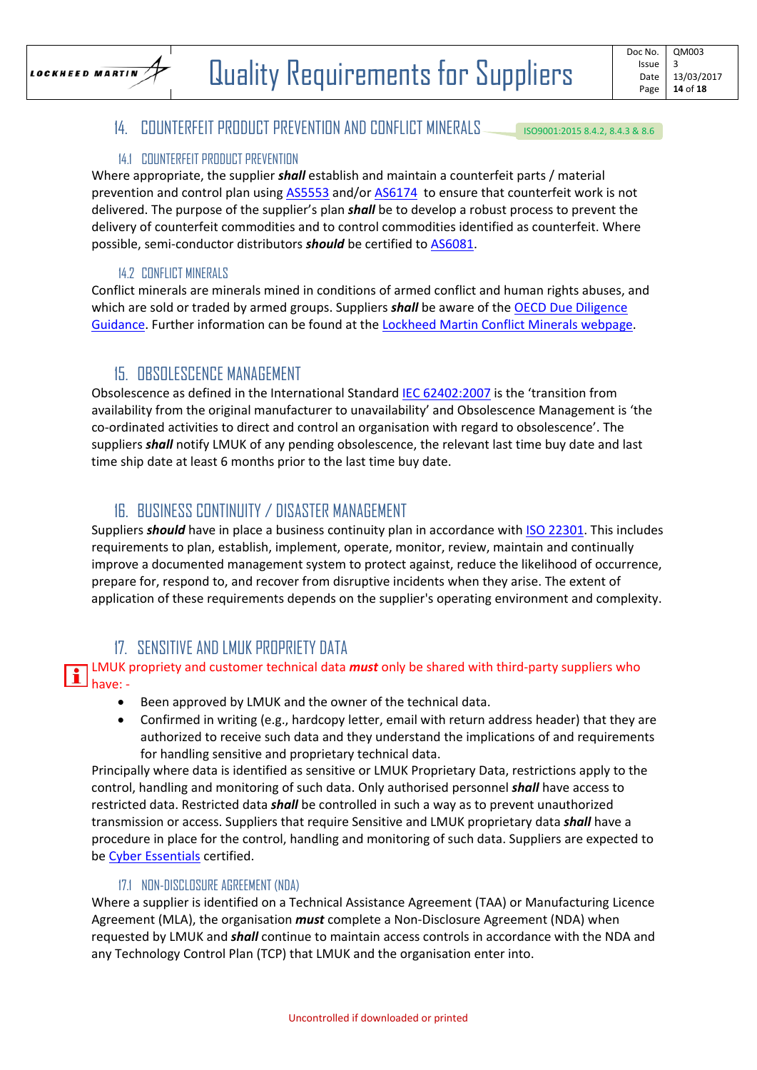## 14. COUNTERFEIT PRODUCT PREVENTION AND CONFLICT MINERALS

ISO9001:2015 8.4.2, 8.4.3 & 8.6

### 14.1 COUNTERFEIT PRODUCT PREVENTION

Where appropriate, the supplier ***shall*** establish and maintain a counterfeit parts / material prevention and control plan using AS5553 and/or AS6174 to ensure that counterfeit work is not delivered. The purpose of the supplier's plan ***shall*** be to develop a robust process to prevent the delivery of counterfeit commodities and to control commodities identified as counterfeit. Where possible, semi-conductor distributors ***should*** be certified to AS6081.

### 14.2 CONFLICT MINERALS

Conflict minerals are minerals mined in conditions of armed conflict and human rights abuses, and which are sold or traded by armed groups. Suppliers ***shall*** be aware of the OECD Due Diligence Guidance. Further information can be found at the Lockheed Martin Conflict Minerals webpage.

## 15. OBSOLESCENCE MANAGEMENT

Obsolescence as defined in the International Standard IEC 62402:2007 is the 'transition from availability from the original manufacturer to unavailability' and Obsolescence Management is 'the co-ordinated activities to direct and control an organisation with regard to obsolescence'. The suppliers ***shall*** notify LMUK of any pending obsolescence, the relevant last time buy date and last time ship date at least 6 months prior to the last time buy date.

## 16. BUSINESS CONTINUITY / DISASTER MANAGEMENT

Suppliers ***should*** have in place a business continuity plan in accordance with ISO 22301. This includes requirements to plan, establish, implement, operate, monitor, review, maintain and continually improve a documented management system to protect against, reduce the likelihood of occurrence, prepare for, respond to, and recover from disruptive incidents when they arise. The extent of application of these requirements depends on the supplier's operating environment and complexity.

## 17. SENSITIVE AND LMUK PROPRIETY DATA

LMUK propriety and customer technical data ***must*** only be shared with third-party suppliers who have: -

- Been approved by LMUK and the owner of the technical data.
- Confirmed in writing (e.g., hardcopy letter, email with return address header) that they are authorized to receive such data and they understand the implications of and requirements for handling sensitive and proprietary technical data.

Principally where data is identified as sensitive or LMUK Proprietary Data, restrictions apply to the control, handling and monitoring of such data. Only authorised personnel ***shall*** have access to restricted data. Restricted data ***shall*** be controlled in such a way as to prevent unauthorized transmission or access. Suppliers that require Sensitive and LMUK proprietary data ***shall*** have a procedure in place for the control, handling and monitoring of such data. Suppliers are expected to be Cyber Essentials certified.

### 17.1 NON-DISCLOSURE AGREEMENT (NDA)

Where a supplier is identified on a Technical Assistance Agreement (TAA) or Manufacturing Licence Agreement (MLA), the organisation ***must*** complete a Non-Disclosure Agreement (NDA) when requested by LMUK and ***shall*** continue to maintain access controls in accordance with the NDA and any Technology Control Plan (TCP) that LMUK and the organisation enter into.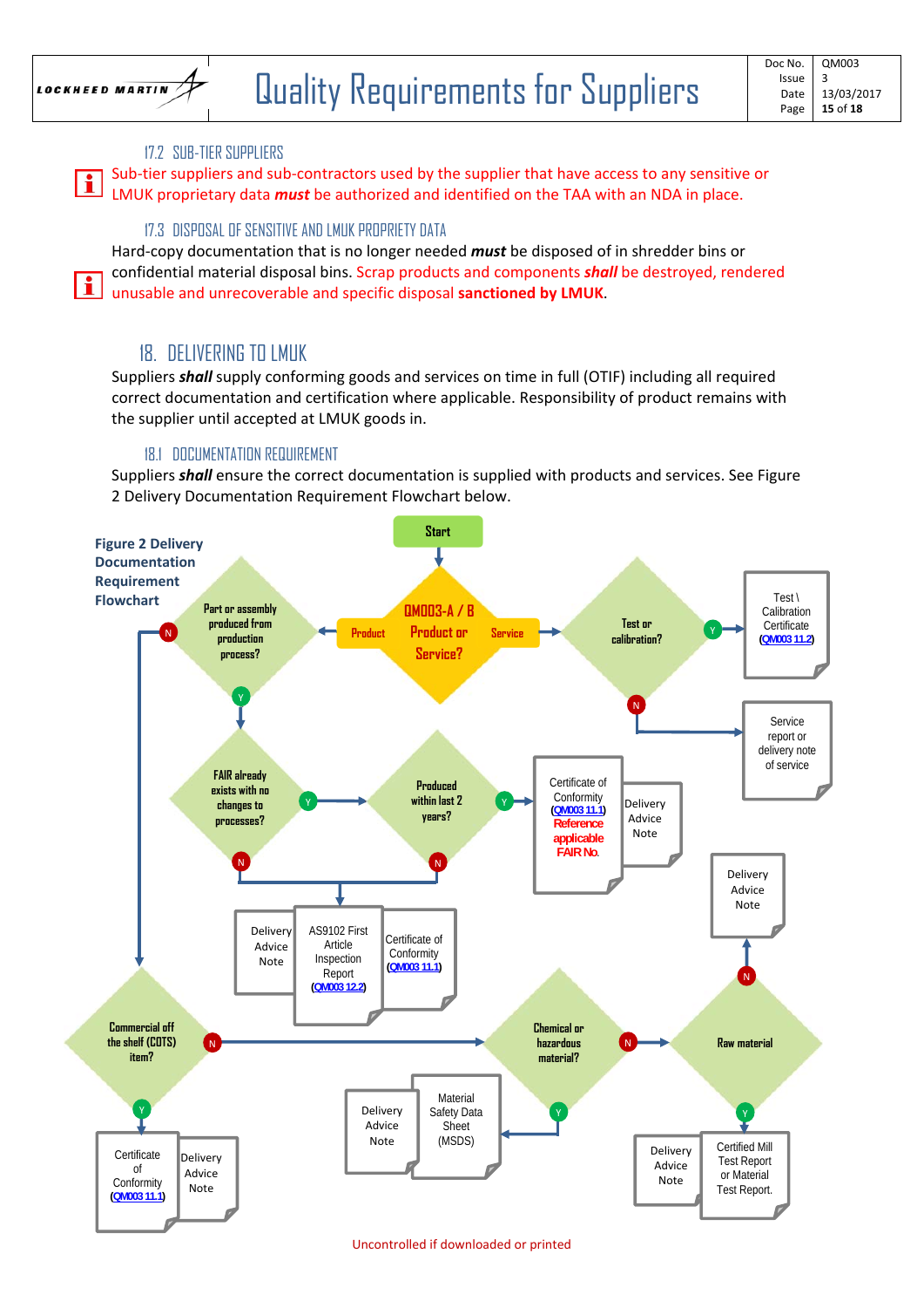### 17.2 SUB-TIER SUPPLIERS

Sub-tier suppliers and sub-contractors used by the supplier that have access to any sensitive or LMUK proprietary data ***must*** be authorized and identified on the TAA with an NDA in place.

### 17.3 DISPOSAL OF SENSITIVE AND LMUK PROPRIETY DATA

Hard-copy documentation that is no longer needed ***must*** be disposed of in shredder bins or confidential material disposal bins. Scrap products and components ***shall*** be destroyed, rendered unusable and unrecoverable and specific disposal **sanctioned by LMUK**.

## 18. DELIVERING TO LMUK

Suppliers ***shall*** supply conforming goods and services on time in full (OTIF) including all required correct documentation and certification where applicable. Responsibility of product remains with the supplier until accepted at LMUK goods in.

### 18.1 DOCUMENTATION REQUIREMENT

Suppliers ***shall*** ensure the correct documentation is supplied with products and services. See Figure 2 Delivery Documentation Requirement Flowchart below.

**Figure 2 Delivery Documentation Requirement Flowchart**

- Start → QM003-A / B: Product or Service?
  - Service → Test or calibration?
    - Y → Test \ Calibration Certificate (QM003 11.2)
    - N → Service report or delivery note of service
  - Product → Part or assembly produced from production process?
    - Y → FAIR already exists with no changes to processes?
      - Y → Produced within last 2 years?
        - Y → Certificate of Conformity (QM003 11.1) Reference applicable FAIR No.; Delivery Advice Note
        - N → Delivery Advice Note; AS9102 First Article Inspection Report (QM003 12.2); Certificate of Conformity (QM003 11.1)
      - N → Delivery Advice Note; AS9102 First Article Inspection Report (QM003 12.2); Certificate of Conformity (QM003 11.1)
    - N → Commercial off the shelf (COTS) item?
      - Y → Certificate of Conformity (QM003 11.1); Delivery Advice Note
      - N → Chemical or hazardous material?
        - Y → Delivery Advice Note; Material Safety Data Sheet (MSDS)
        - N → Raw material
          - Y → Delivery Advice Note; Certified Mill Test Report or Material Test Report.
          - N → Delivery Advice Note

Uncontrolled if downloaded or printed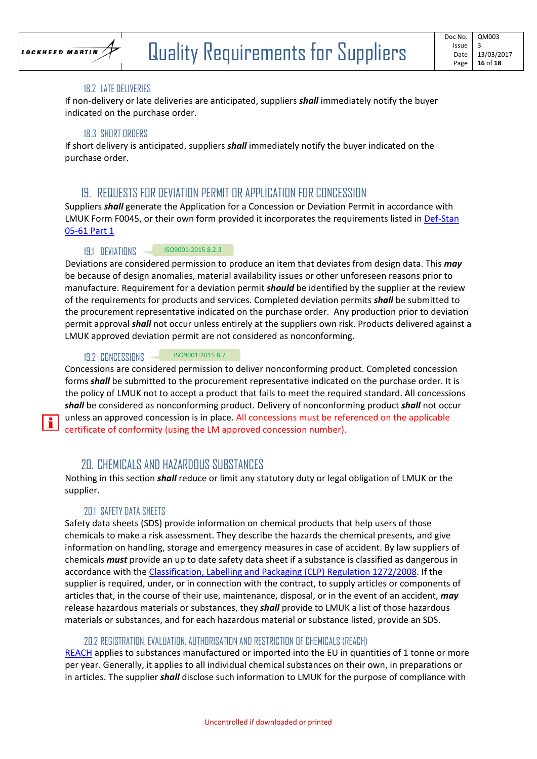### 18.2 LATE DELIVERIES

If non-delivery or late deliveries are anticipated, suppliers ***shall*** immediately notify the buyer indicated on the purchase order.

### 18.3 SHORT ORDERS

If short delivery is anticipated, suppliers ***shall*** immediately notify the buyer indicated on the purchase order.

## 19. REQUESTS FOR DEVIATION PERMIT OR APPLICATION FOR CONCESSION

Suppliers ***shall*** generate the Application for a Concession or Deviation Permit in accordance with LMUK Form F0045, or their own form provided it incorporates the requirements listed in [Def-Stan 05-61 Part 1]

### 19.1 DEVIATIONS

ISO9001:2015 8.2.3

Deviations are considered permission to produce an item that deviates from design data. This ***may*** be because of design anomalies, material availability issues or other unforeseen reasons prior to manufacture. Requirement for a deviation permit ***should*** be identified by the supplier at the review of the requirements for products and services. Completed deviation permits ***shall*** be submitted to the procurement representative indicated on the purchase order. Any production prior to deviation permit approval ***shall*** not occur unless entirely at the suppliers own risk. Products delivered against a LMUK approved deviation permit are not considered as nonconforming.

### 19.2 CONCESSIONS

ISO9001:2015 8.7

Concessions are considered permission to deliver nonconforming product. Completed concession forms ***shall*** be submitted to the procurement representative indicated on the purchase order. It is the policy of LMUK not to accept a product that fails to meet the required standard. All concessions ***shall*** be considered as nonconforming product. Delivery of nonconforming product ***shall*** not occur unless an approved concession is in place. All concessions must be referenced on the applicable certificate of conformity (using the LM approved concession number).

## 20. CHEMICALS AND HAZARDOUS SUBSTANCES

Nothing in this section ***shall*** reduce or limit any statutory duty or legal obligation of LMUK or the supplier.

### 20.1 SAFETY DATA SHEETS

Safety data sheets (SDS) provide information on chemical products that help users of those chemicals to make a risk assessment. They describe the hazards the chemical presents, and give information on handling, storage and emergency measures in case of accident. By law suppliers of chemicals ***must*** provide an up to date safety data sheet if a substance is classified as dangerous in accordance with the [Classification, Labelling and Packaging (CLP) Regulation 1272/2008]. If the supplier is required, under, or in connection with the contract, to supply articles or components of articles that, in the course of their use, maintenance, disposal, or in the event of an accident, ***may*** release hazardous materials or substances, they ***shall*** provide to LMUK a list of those hazardous materials or substances, and for each hazardous material or substance listed, provide an SDS.

### 20.2 REGISTRATION, EVALUATION, AUTHORISATION AND RESTRICTION OF CHEMICALS (REACH)

[REACH] applies to substances manufactured or imported into the EU in quantities of 1 tonne or more per year. Generally, it applies to all individual chemical substances on their own, in preparations or in articles. The supplier ***shall*** disclose such information to LMUK for the purpose of compliance with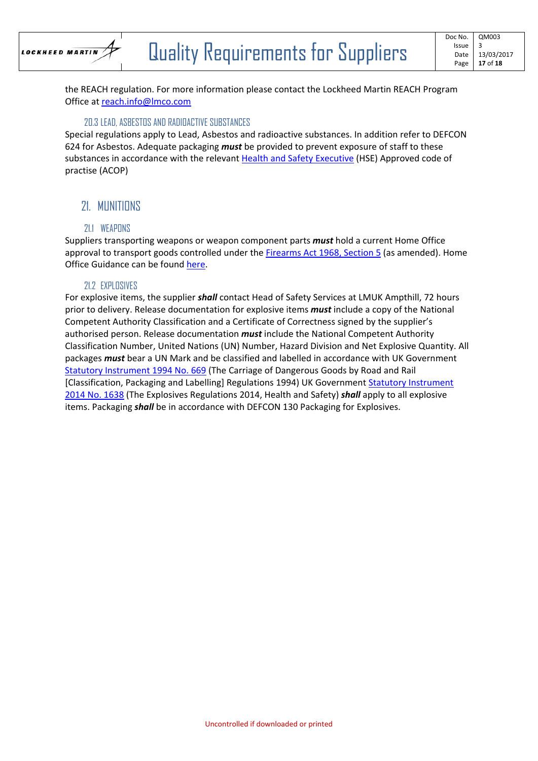the REACH regulation. For more information please contact the Lockheed Martin REACH Program Office at [reach.info@lmco.com](mailto:reach.info@lmco.com)

### 20.3 LEAD, ASBESTOS AND RADIOACTIVE SUBSTANCES

Special regulations apply to Lead, Asbestos and radioactive substances. In addition refer to DEFCON 624 for Asbestos. Adequate packaging ***must*** be provided to prevent exposure of staff to these substances in accordance with the relevant Health and Safety Executive (HSE) Approved code of practise (ACOP)

## 21. MUNITIONS

### 21.1 WEAPONS

Suppliers transporting weapons or weapon component parts ***must*** hold a current Home Office approval to transport goods controlled under the Firearms Act 1968, Section 5 (as amended). Home Office Guidance can be found here.

### 21.2 EXPLOSIVES

For explosive items, the supplier ***shall*** contact Head of Safety Services at LMUK Ampthill, 72 hours prior to delivery. Release documentation for explosive items ***must*** include a copy of the National Competent Authority Classification and a Certificate of Correctness signed by the supplier's authorised person. Release documentation ***must*** include the National Competent Authority Classification Number, United Nations (UN) Number, Hazard Division and Net Explosive Quantity. All packages ***must*** bear a UN Mark and be classified and labelled in accordance with UK Government Statutory Instrument 1994 No. 669 (The Carriage of Dangerous Goods by Road and Rail [Classification, Packaging and Labelling] Regulations 1994) UK Government Statutory Instrument 2014 No. 1638 (The Explosives Regulations 2014, Health and Safety) ***shall*** apply to all explosive items. Packaging ***shall*** be in accordance with DEFCON 130 Packaging for Explosives.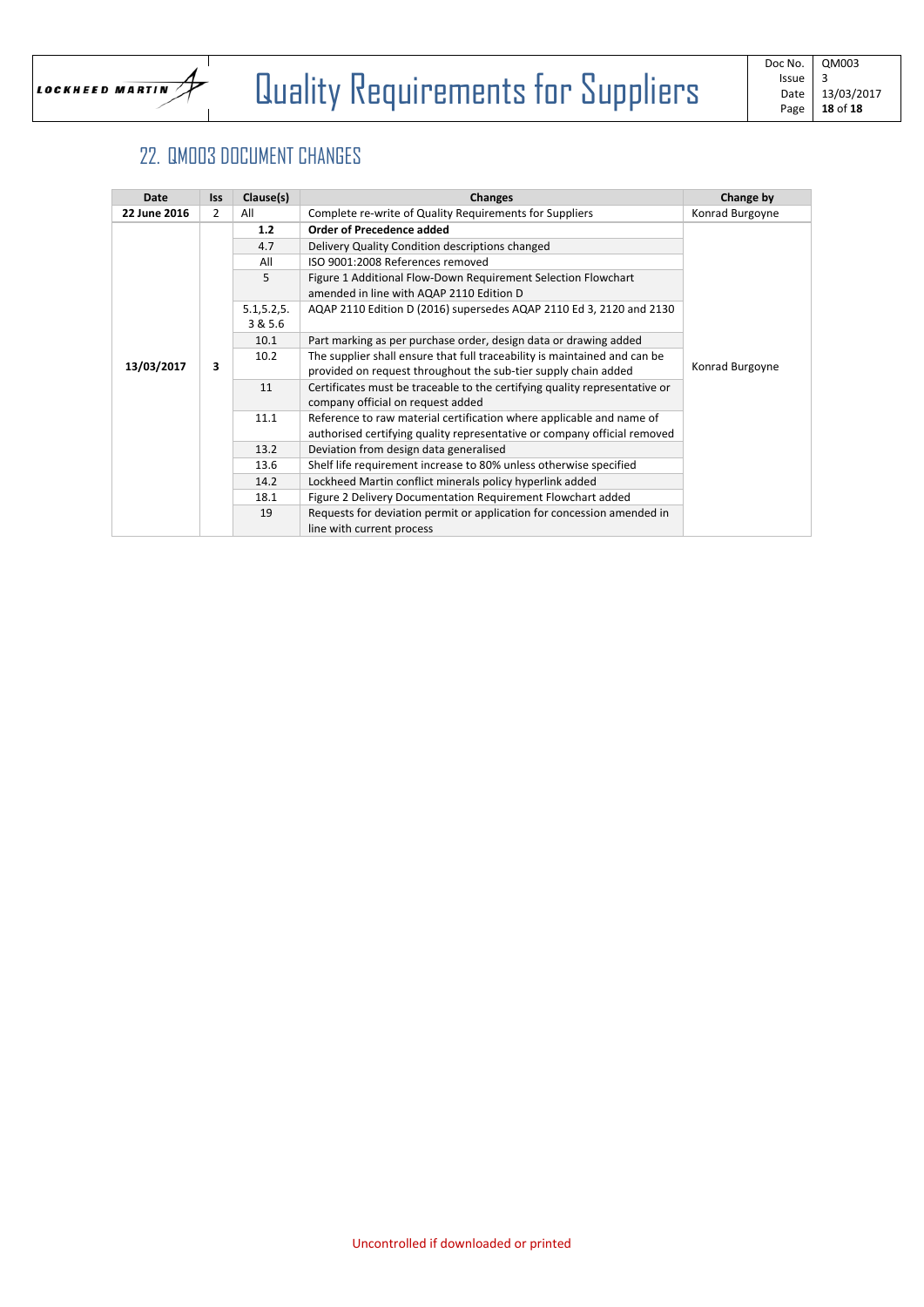## 22. QM003 DOCUMENT CHANGES

| Date | Iss | Clause(s) | Changes | Change by |
|---|---|---|---|---|
| **22 June 2016** | 2 | All | Complete re-write of Quality Requirements for Suppliers | Konrad Burgoyne |
| **13/03/2017** | **3** | **1.2** | **Order of Precedence added** | Konrad Burgoyne |
| | | 4.7 | Delivery Quality Condition descriptions changed | |
| | | All | ISO 9001:2008 References removed | |
| | | 5 | Figure 1 Additional Flow-Down Requirement Selection Flowchart amended in line with AQAP 2110 Edition D | |
| | | 5.1,5.2,5.3 & 5.6 | AQAP 2110 Edition D (2016) supersedes AQAP 2110 Ed 3, 2120 and 2130 | |
| | | 10.1 | Part marking as per purchase order, design data or drawing added | |
| | | 10.2 | The supplier shall ensure that full traceability is maintained and can be provided on request throughout the sub-tier supply chain added | |
| | | 11 | Certificates must be traceable to the certifying quality representative or company official on request added | |
| | | 11.1 | Reference to raw material certification where applicable and name of authorised certifying quality representative or company official removed | |
| | | 13.2 | Deviation from design data generalised | |
| | | 13.6 | Shelf life requirement increase to 80% unless otherwise specified | |
| | | 14.2 | Lockheed Martin conflict minerals policy hyperlink added | |
| | | 18.1 | Figure 2 Delivery Documentation Requirement Flowchart added | |
| | | 19 | Requests for deviation permit or application for concession amended in line with current process | |

Uncontrolled if downloaded or printed